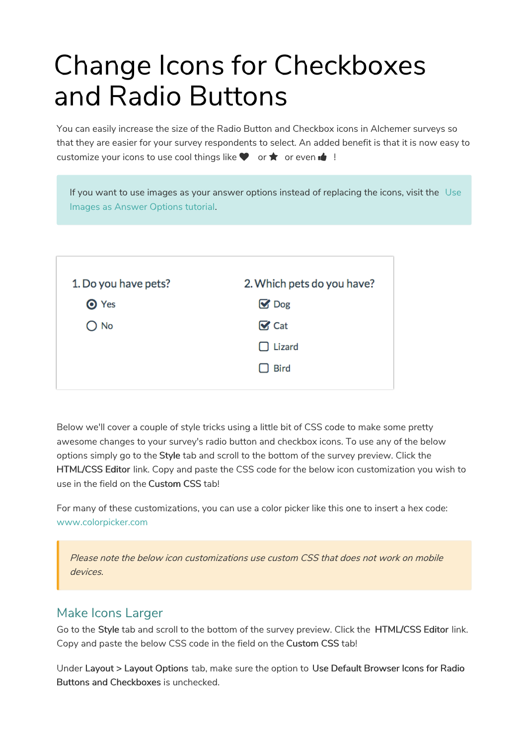# Change Icons for Checkboxes and Radio Buttons

You can easily increase the size of the Radio Button and Checkbox icons in Alchemer surveys so that they are easier for your survey respondents to select. An added benefit is that it is now easy to customize your icons to use cool things like ♥ or ★ or even 👍 !

> If you want to use images as your answer options instead of replacing the icons, visit the Use Images as Answer Options tutorial.

1. Do you have pets?
- ◉ Yes
- ○ No

2. Which pets do you have?
- ☑ Dog
- ☑ Cat
- ☐ Lizard
- ☐ Bird

Below we'll cover a couple of style tricks using a little bit of CSS code to make some pretty awesome changes to your survey's radio button and checkbox icons. To use any of the below options simply go to the **Style** tab and scroll to the bottom of the survey preview. Click the **HTML/CSS Editor** link. Copy and paste the CSS code for the below icon customization you wish to use in the field on the **Custom CSS** tab!

For many of these customizations, you can use a color picker like this one to insert a hex code: www.colorpicker.com

> *Please note the below icon customizations use custom CSS that does not work on mobile devices.*

## Make Icons Larger

Go to the **Style** tab and scroll to the bottom of the survey preview. Click the **HTML/CSS Editor** link. Copy and paste the below CSS code in the field on the **Custom CSS** tab!

Under **Layout > Layout Options** tab, make sure the option to **Use Default Browser Icons for Radio Buttons and Checkboxes** is unchecked.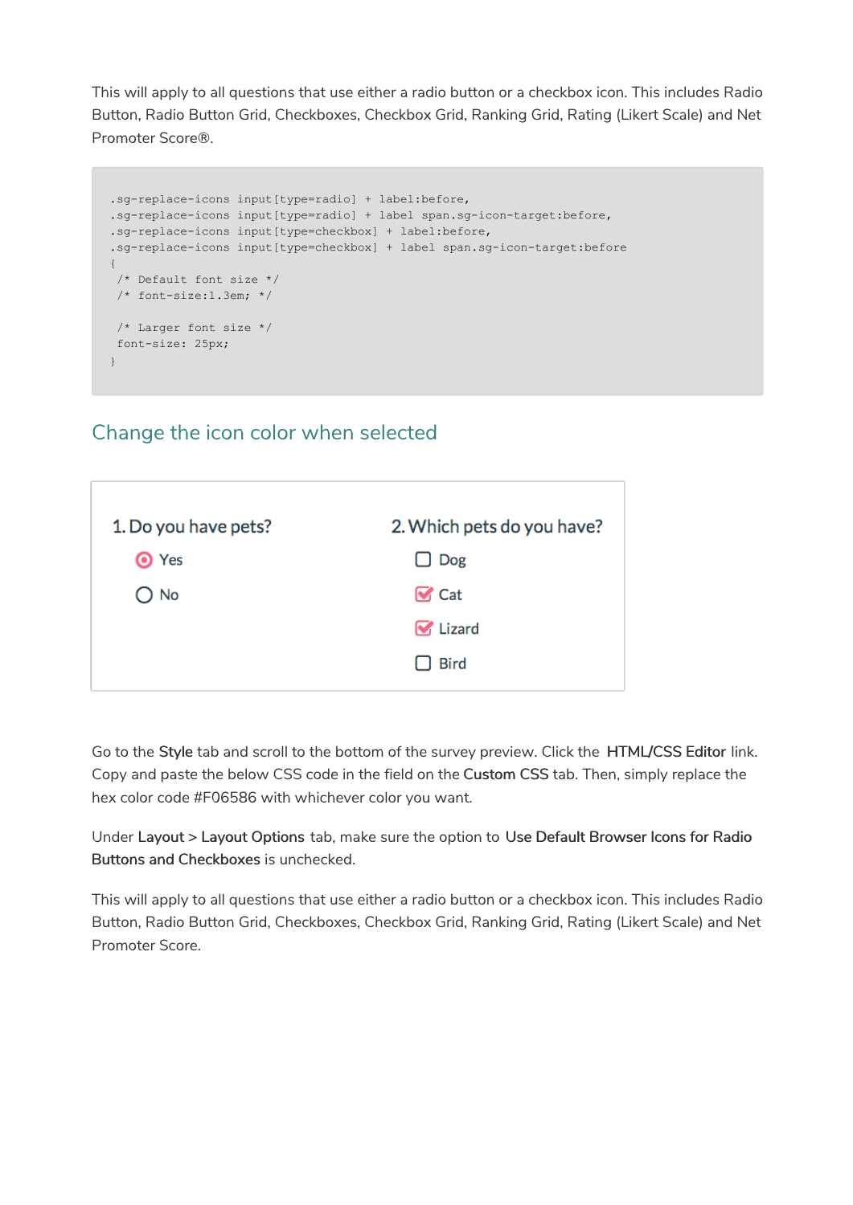This will apply to all questions that use either a radio button or a checkbox icon. This includes Radio Button, Radio Button Grid, Checkboxes, Checkbox Grid, Ranking Grid, Rating (Likert Scale) and Net Promoter Score®.

```
.sg-replace-icons input[type=radio] + label:before,
.sg-replace-icons input[type=radio] + label span.sg-icon-target:before,
.sg-replace-icons input[type=checkbox] + label:before,
.sg-replace-icons input[type=checkbox] + label span.sg-icon-target:before
{
 /* Default font size */
 /* font-size:1.3em; */

 /* Larger font size */
 font-size: 25px;
}
```

## Change the icon color when selected

Go to the **Style** tab and scroll to the bottom of the survey preview. Click the **HTML/CSS Editor** link. Copy and paste the below CSS code in the field on the **Custom CSS** tab. Then, simply replace the hex color code #F06586 with whichever color you want.

Under **Layout** > **Layout Options** tab, make sure the option to **Use Default Browser Icons for Radio Buttons and Checkboxes** is unchecked.

This will apply to all questions that use either a radio button or a checkbox icon. This includes Radio Button, Radio Button Grid, Checkboxes, Checkbox Grid, Ranking Grid, Rating (Likert Scale) and Net Promoter Score.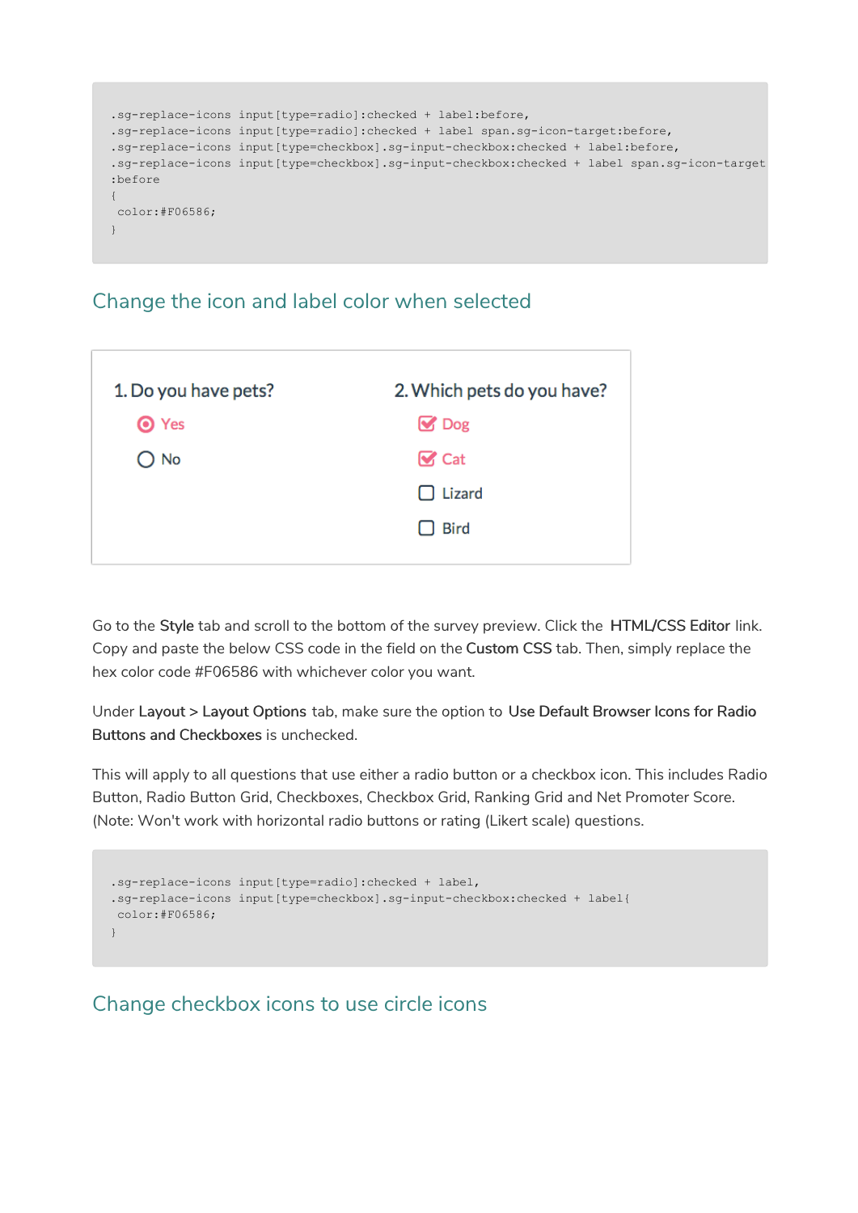```
.sg-replace-icons input[type=radio]:checked + label:before,
.sg-replace-icons input[type=radio]:checked + label span.sg-icon-target:before,
.sg-replace-icons input[type=checkbox].sg-input-checkbox:checked + label:before,
.sg-replace-icons input[type=checkbox].sg-input-checkbox:checked + label span.sg-icon-target
:before
{
 color:#F06586;
}
```

## Change the icon and label color when selected

1. Do you have pets?

- Yes
- No

2. Which pets do you have?

- Dog
- Cat
- Lizard
- Bird

Go to the **Style** tab and scroll to the bottom of the survey preview. Click the **HTML/CSS Editor** link. Copy and paste the below CSS code in the field on the **Custom CSS** tab. Then, simply replace the hex color code #F06586 with whichever color you want.

Under **Layout > Layout Options** tab, make sure the option to **Use Default Browser Icons for Radio Buttons and Checkboxes** is unchecked.

This will apply to all questions that use either a radio button or a checkbox icon. This includes Radio Button, Radio Button Grid, Checkboxes, Checkbox Grid, Ranking Grid and Net Promoter Score. (Note: Won't work with horizontal radio buttons or rating (Likert scale) questions.

```
.sg-replace-icons input[type=radio]:checked + label,
.sg-replace-icons input[type=checkbox].sg-input-checkbox:checked + label{
 color:#F06586;
}
```

## Change checkbox icons to use circle icons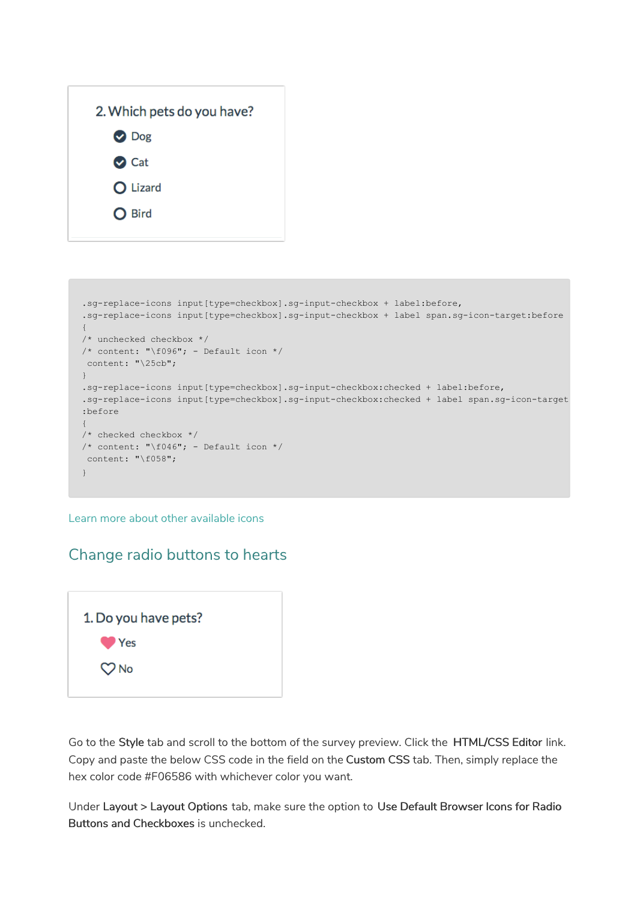2. Which pets do you have?

- Dog
- Cat
- Lizard
- Bird

```
.sg-replace-icons input[type=checkbox].sg-input-checkbox + label:before,
.sg-replace-icons input[type=checkbox].sg-input-checkbox + label span.sg-icon-target:before
{
/* unchecked checkbox */
/* content: "\f096"; - Default icon */
 content: "\25cb";
}
.sg-replace-icons input[type=checkbox].sg-input-checkbox:checked + label:before,
.sg-replace-icons input[type=checkbox].sg-input-checkbox:checked + label span.sg-icon-target
:before
{
/* checked checkbox */
/* content: "\f046"; - Default icon */
 content: "\f058";
}
```

Learn more about other available icons

## Change radio buttons to hearts

1. Do you have pets?

- Yes
- No

Go to the **Style** tab and scroll to the bottom of the survey preview. Click the **HTML/CSS Editor** link. Copy and paste the below CSS code in the field on the **Custom CSS** tab. Then, simply replace the hex color code #F06586 with whichever color you want.

Under **Layout** > **Layout Options** tab, make sure the option to **Use Default Browser Icons for Radio Buttons and Checkboxes** is unchecked.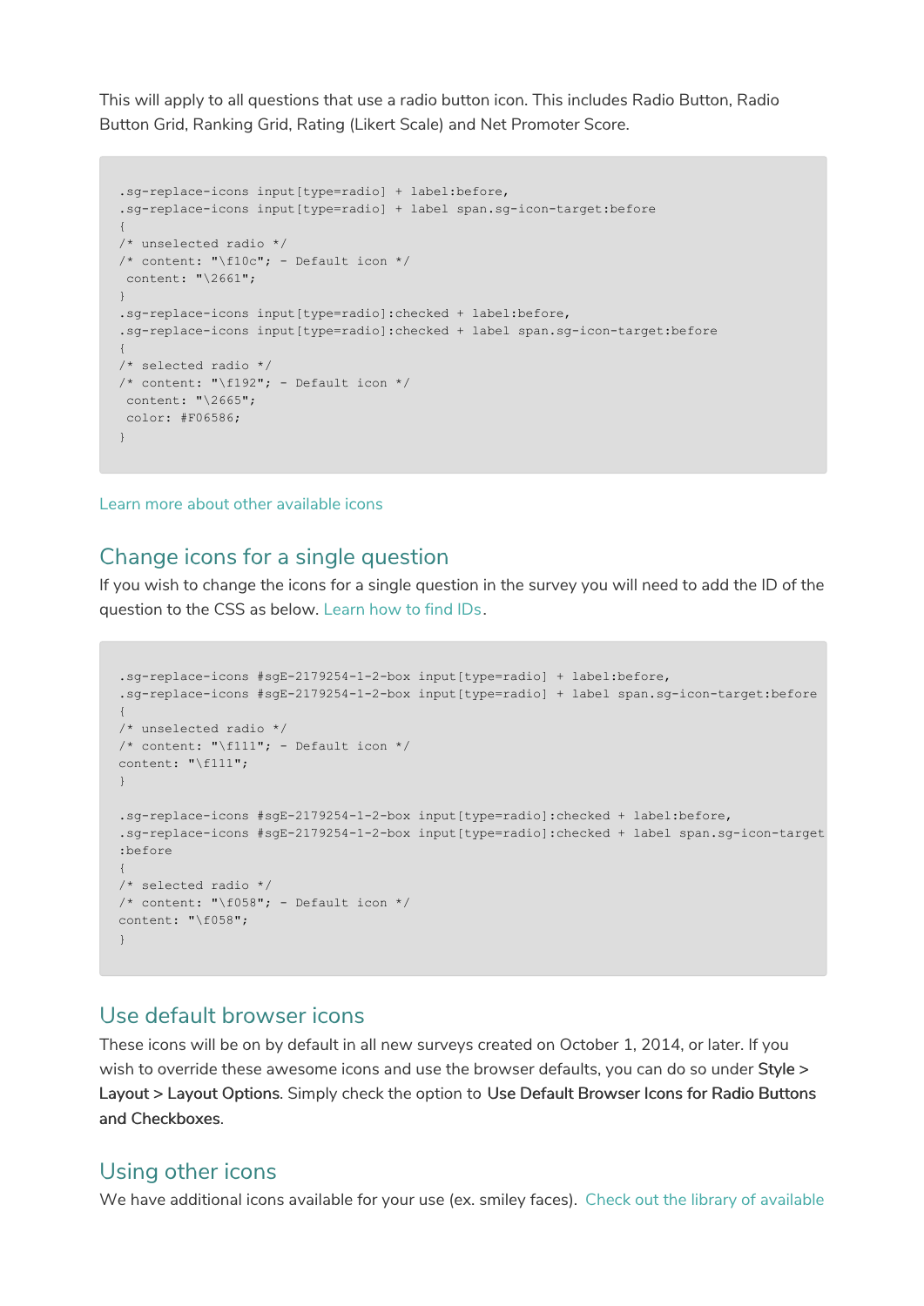This will apply to all questions that use a radio button icon. This includes Radio Button, Radio Button Grid, Ranking Grid, Rating (Likert Scale) and Net Promoter Score.

```
.sg-replace-icons input[type=radio] + label:before,
.sg-replace-icons input[type=radio] + label span.sg-icon-target:before
{
/* unselected radio */
/* content: "\f10c"; - Default icon */
 content: "\2661";
}
.sg-replace-icons input[type=radio]:checked + label:before,
.sg-replace-icons input[type=radio]:checked + label span.sg-icon-target:before
{
/* selected radio */
/* content: "\f192"; - Default icon */
 content: "\2665";
 color: #F06586;
}
```

Learn more about other available icons

## Change icons for a single question

If you wish to change the icons for a single question in the survey you will need to add the ID of the question to the CSS as below. Learn how to find IDs.

```
.sg-replace-icons #sgE-2179254-1-2-box input[type=radio] + label:before,
.sg-replace-icons #sgE-2179254-1-2-box input[type=radio] + label span.sg-icon-target:before
{
/* unselected radio */
/* content: "\f111"; - Default icon */
content: "\f111";
}

.sg-replace-icons #sgE-2179254-1-2-box input[type=radio]:checked + label:before,
.sg-replace-icons #sgE-2179254-1-2-box input[type=radio]:checked + label span.sg-icon-target
:before
{
/* selected radio */
/* content: "\f058"; - Default icon */
content: "\f058";
}
```

## Use default browser icons

These icons will be on by default in all new surveys created on October 1, 2014, or later. If you wish to override these awesome icons and use the browser defaults, you can do so under **Style > Layout > Layout Options**. Simply check the option to **Use Default Browser Icons for Radio Buttons and Checkboxes**.

## Using other icons

We have additional icons available for your use (ex. smiley faces). Check out the library of available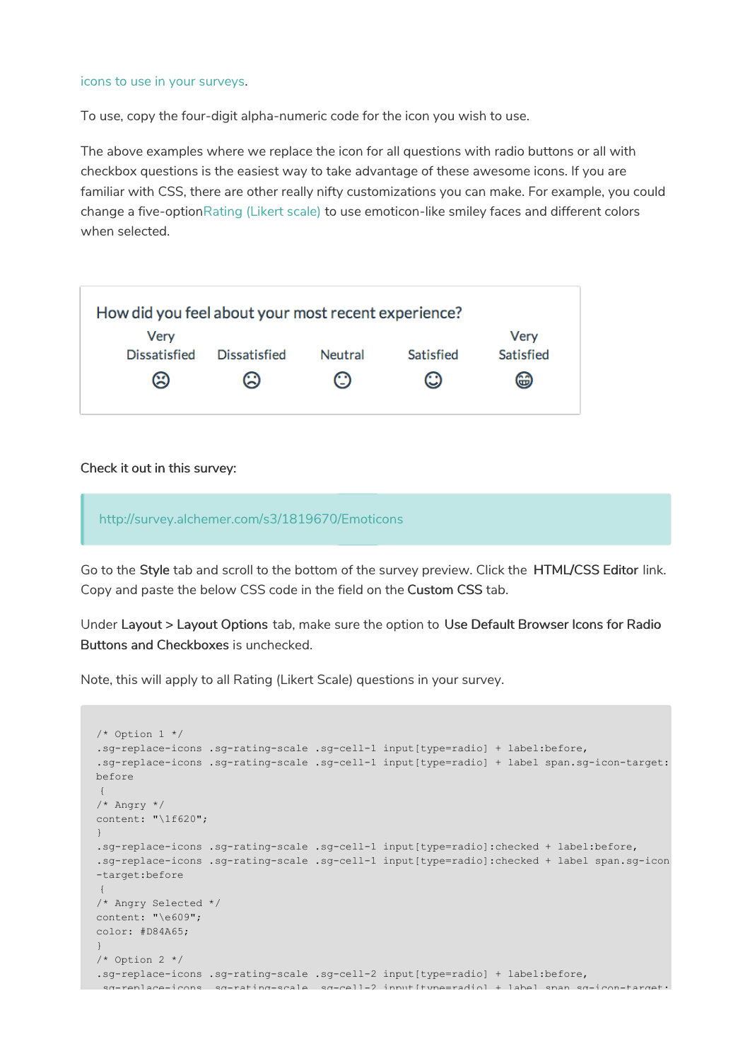icons to use in your surveys.

To use, copy the four-digit alpha-numeric code for the icon you wish to use.

The above examples where we replace the icon for all questions with radio buttons or all with checkbox questions is the easiest way to take advantage of these awesome icons. If you are familiar with CSS, there are other really nifty customizations you can make. For example, you could change a five-option Rating (Likert scale) to use emoticon-like smiley faces and different colors when selected.

How did you feel about your most recent experience?

| Very Dissatisfied | Dissatisfied | Neutral | Satisfied | Very Satisfied |
|---|---|---|---|---|
| ☹ | ☹ | ☺ | ☺ | ☺ |

Check it out in this survey:

> http://survey.alchemer.com/s3/1819670/Emoticons

Go to the **Style** tab and scroll to the bottom of the survey preview. Click the **HTML/CSS Editor** link. Copy and paste the below CSS code in the field on the **Custom CSS** tab.

Under **Layout > Layout Options** tab, make sure the option to **Use Default Browser Icons for Radio Buttons and Checkboxes** is unchecked.

Note, this will apply to all Rating (Likert Scale) questions in your survey.

```
/* Option 1 */
.sg-replace-icons .sg-rating-scale .sg-cell-1 input[type=radio] + label:before,
.sg-replace-icons .sg-rating-scale .sg-cell-1 input[type=radio] + label span.sg-icon-target:before
{
/* Angry */
content: "\1f620";
}
.sg-replace-icons .sg-rating-scale .sg-cell-1 input[type=radio]:checked + label:before,
.sg-replace-icons .sg-rating-scale .sg-cell-1 input[type=radio]:checked + label span.sg-icon-target:before
{
/* Angry Selected */
content: "\e609";
color: #D84A65;
}
/* Option 2 */
.sg-replace-icons .sg-rating-scale .sg-cell-2 input[type=radio] + label:before,
.sg-replace-icons .sg-rating-scale .sg-cell-2 input[type=radio] + label span.sg-icon-target:
```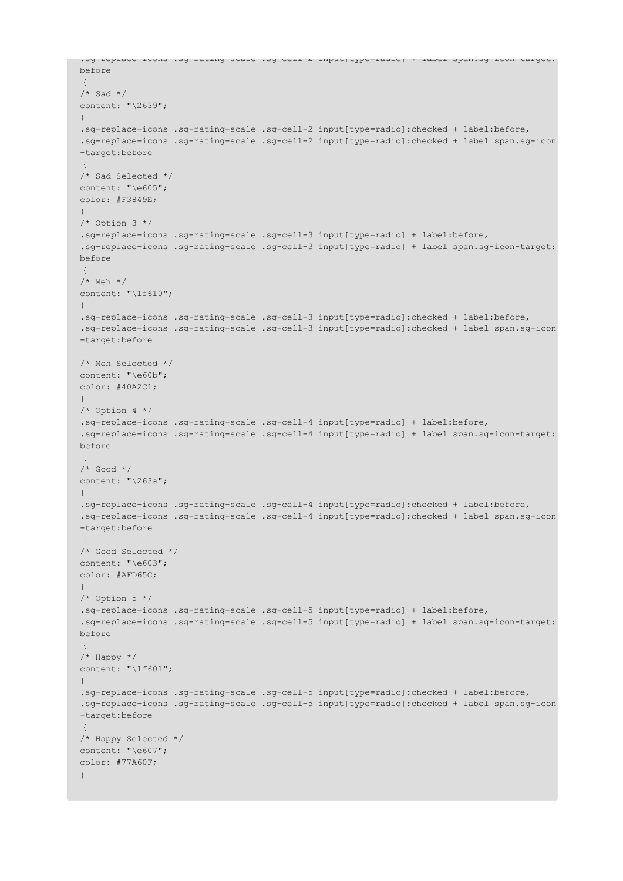```
.sg-replace-icons .sg-rating-scale .sg-cell-2 input[type=radio] + label span.sg-icon-target:
before
 {
/* Sad */
content: "\2639";
}
.sg-replace-icons .sg-rating-scale .sg-cell-2 input[type=radio]:checked + label:before,
.sg-replace-icons .sg-rating-scale .sg-cell-2 input[type=radio]:checked + label span.sg-icon
-target:before
 {
/* Sad Selected */
content: "\e605";
color: #F3849E;
}
/* Option 3 */
.sg-replace-icons .sg-rating-scale .sg-cell-3 input[type=radio] + label:before,
.sg-replace-icons .sg-rating-scale .sg-cell-3 input[type=radio] + label span.sg-icon-target:
before
 {
/* Meh */
content: "\1f610";
}
.sg-replace-icons .sg-rating-scale .sg-cell-3 input[type=radio]:checked + label:before,
.sg-replace-icons .sg-rating-scale .sg-cell-3 input[type=radio]:checked + label span.sg-icon
-target:before
 {
/* Meh Selected */
content: "\e60b";
color: #40A2C1;
}
/* Option 4 */
.sg-replace-icons .sg-rating-scale .sg-cell-4 input[type=radio] + label:before,
.sg-replace-icons .sg-rating-scale .sg-cell-4 input[type=radio] + label span.sg-icon-target:
before
 {
/* Good */
content: "\263a";
}
.sg-replace-icons .sg-rating-scale .sg-cell-4 input[type=radio]:checked + label:before,
.sg-replace-icons .sg-rating-scale .sg-cell-4 input[type=radio]:checked + label span.sg-icon
-target:before
 {
/* Good Selected */
content: "\e603";
color: #AFD65C;
}
/* Option 5 */
.sg-replace-icons .sg-rating-scale .sg-cell-5 input[type=radio] + label:before,
.sg-replace-icons .sg-rating-scale .sg-cell-5 input[type=radio] + label span.sg-icon-target:
before
 {
/* Happy */
content: "\1f601";
}
.sg-replace-icons .sg-rating-scale .sg-cell-5 input[type=radio]:checked + label:before,
.sg-replace-icons .sg-rating-scale .sg-cell-5 input[type=radio]:checked + label span.sg-icon
-target:before
 {
/* Happy Selected */
content: "\e607";
color: #77A60F;
}
```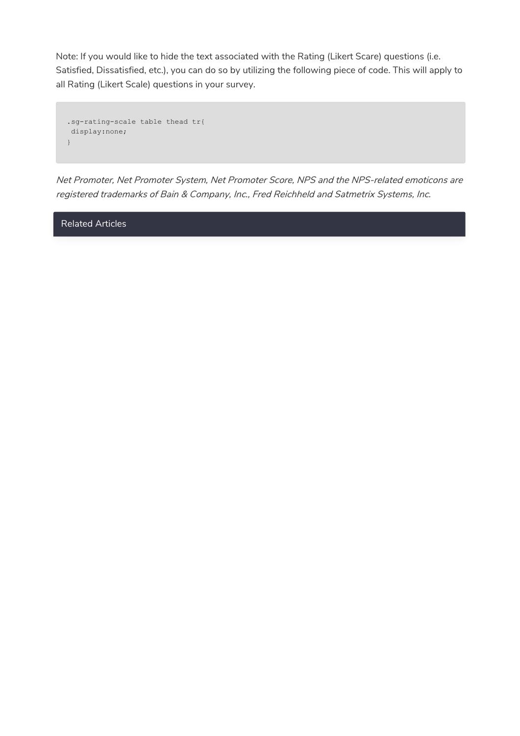Note: If you would like to hide the text associated with the Rating (Likert Scare) questions (i.e. Satisfied, Dissatisfied, etc.), you can do so by utilizing the following piece of code. This will apply to all Rating (Likert Scale) questions in your survey.

```
.sg-rating-scale table thead tr{
 display:none;
}
```

*Net Promoter, Net Promoter System, Net Promoter Score, NPS and the NPS-related emoticons are registered trademarks of Bain & Company, Inc., Fred Reichheld and Satmetrix Systems, Inc.*

Related Articles